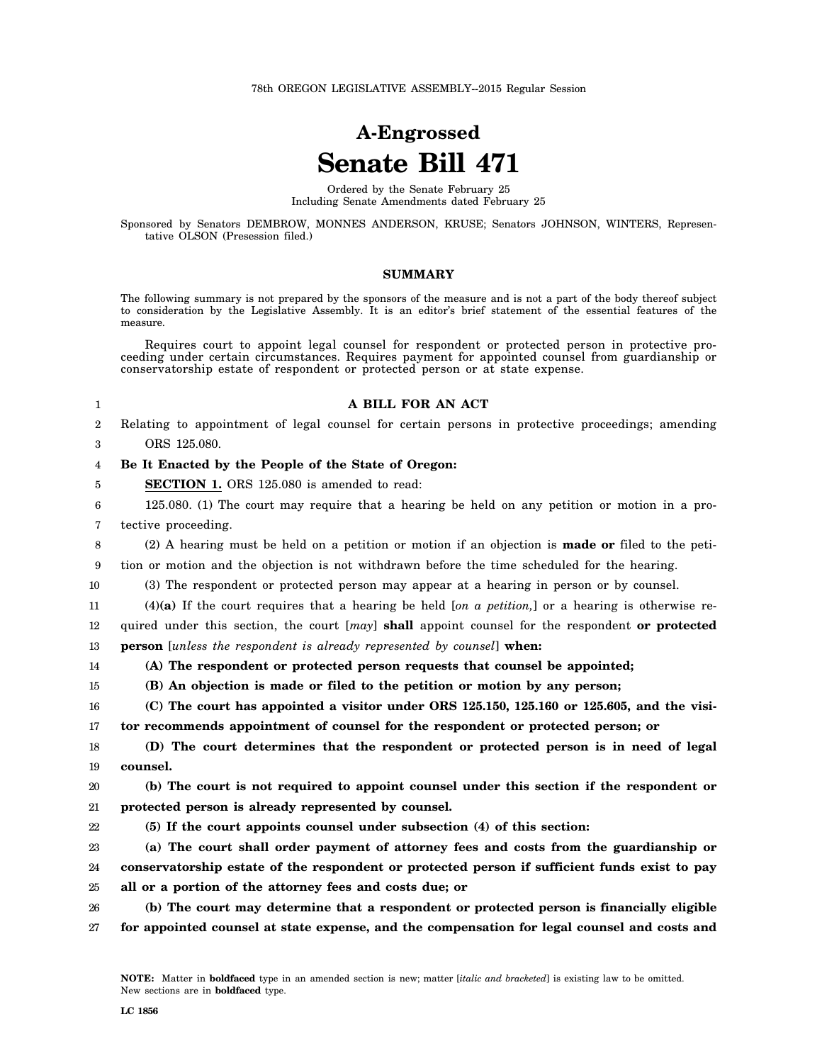78th OREGON LEGISLATIVE ASSEMBLY--2015 Regular Session

# A-Engrossed
# Senate Bill 471

Ordered by the Senate February 25
Including Senate Amendments dated February 25

Sponsored by Senators DEMBROW, MONNES ANDERSON, KRUSE; Senators JOHNSON, WINTERS, Representative OLSON (Presession filed.)

## SUMMARY

The following summary is not prepared by the sponsors of the measure and is not a part of the body thereof subject to consideration by the Legislative Assembly. It is an editor's brief statement of the essential features of the measure.

Requires court to appoint legal counsel for respondent or protected person in protective proceeding under certain circumstances. Requires payment for appointed counsel from guardianship or conservatorship estate of respondent or protected person or at state expense.

**A BILL FOR AN ACT**

Relating to appointment of legal counsel for certain persons in protective proceedings; amending ORS 125.080.

**Be It Enacted by the People of the State of Oregon:**

**SECTION 1.** ORS 125.080 is amended to read:

125.080. (1) The court may require that a hearing be held on any petition or motion in a protective proceeding.

(2) A hearing must be held on a petition or motion if an objection is **made or** filed to the petition or motion and the objection is not withdrawn before the time scheduled for the hearing.

(3) The respondent or protected person may appear at a hearing in person or by counsel.

(4)**(a)** If the court requires that a hearing be held [*on a petition,*] or a hearing is otherwise required under this section, the court [*may*] **shall** appoint counsel for the respondent **or protected person** [*unless the respondent is already represented by counsel*] **when:**

**(A) The respondent or protected person requests that counsel be appointed;**

**(B) An objection is made or filed to the petition or motion by any person;**

**(C) The court has appointed a visitor under ORS 125.150, 125.160 or 125.605, and the visitor recommends appointment of counsel for the respondent or protected person; or**

**(D) The court determines that the respondent or protected person is in need of legal counsel.**

**(b) The court is not required to appoint counsel under this section if the respondent or protected person is already represented by counsel.**

**(5) If the court appoints counsel under subsection (4) of this section:**

**(a) The court shall order payment of attorney fees and costs from the guardianship or conservatorship estate of the respondent or protected person if sufficient funds exist to pay all or a portion of the attorney fees and costs due; or**

**(b) The court may determine that a respondent or protected person is financially eligible for appointed counsel at state expense, and the compensation for legal counsel and costs and**

**NOTE:** Matter in **boldfaced** type in an amended section is new; matter [*italic and bracketed*] is existing law to be omitted. New sections are in **boldfaced** type.

LC 1856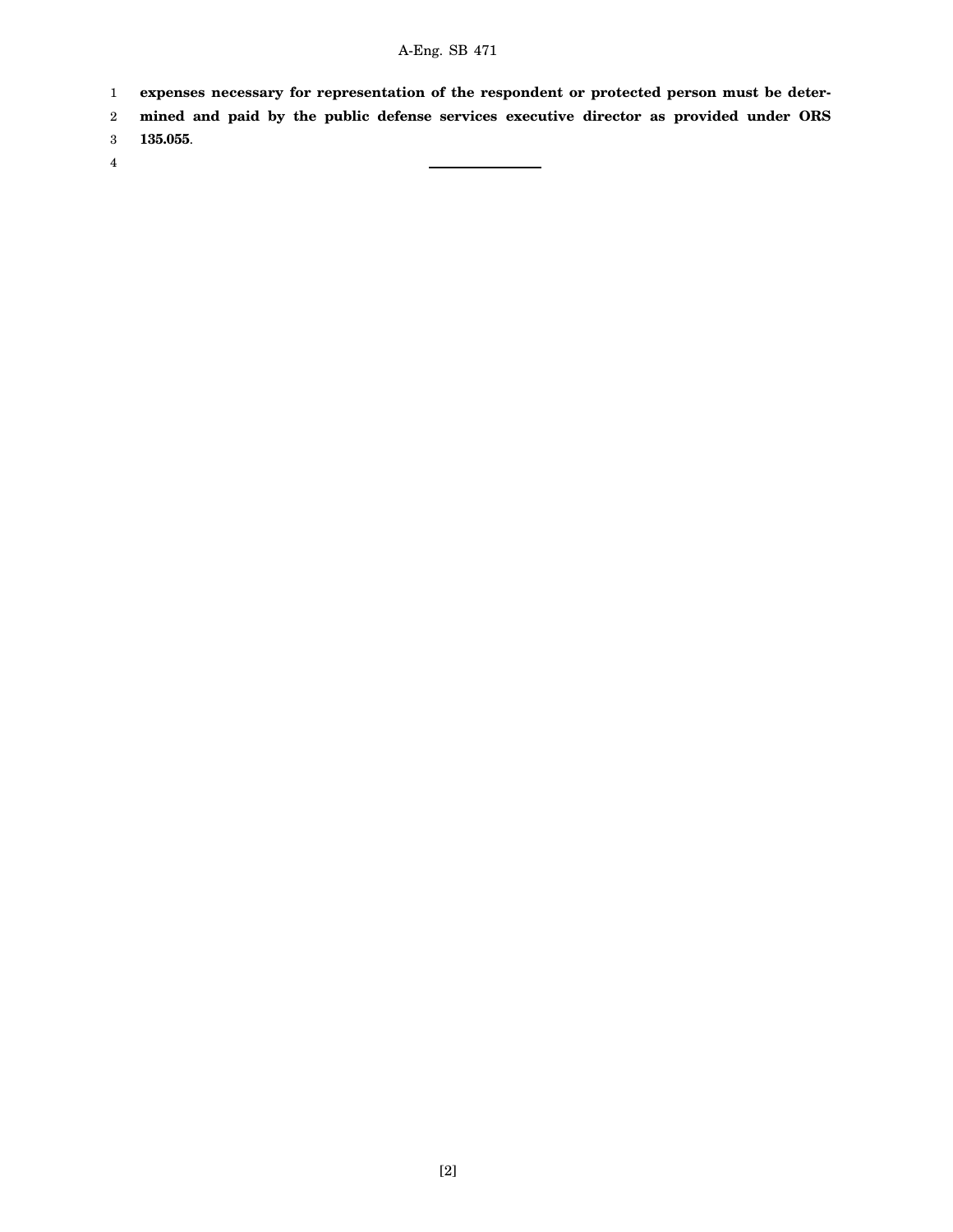**expenses necessary for representation of the respondent or protected person must be determined and paid by the public defense services executive director as provided under ORS 135.055**.